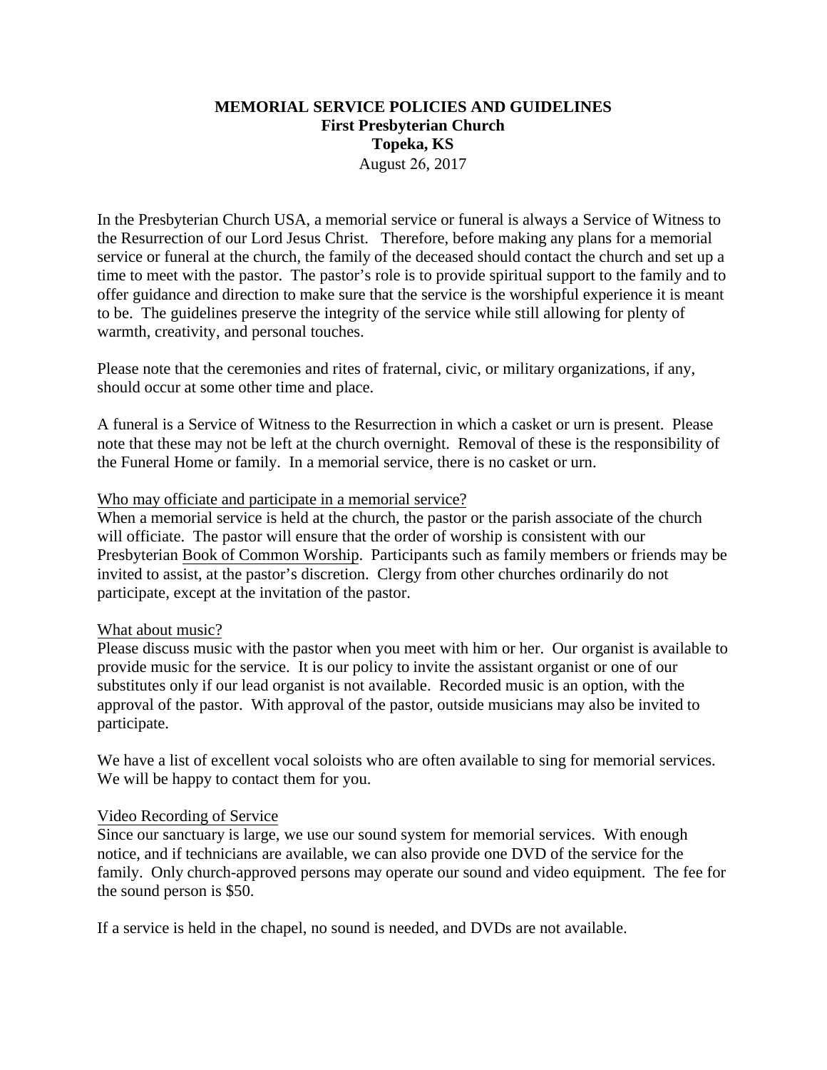# MEMORIAL SERVICE POLICIES AND GUIDELINES

**First Presbyterian Church**

**Topeka, KS**

August 26, 2017

In the Presbyterian Church USA, a memorial service or funeral is always a Service of Witness to the Resurrection of our Lord Jesus Christ. Therefore, before making any plans for a memorial service or funeral at the church, the family of the deceased should contact the church and set up a time to meet with the pastor. The pastor's role is to provide spiritual support to the family and to offer guidance and direction to make sure that the service is the worshipful experience it is meant to be. The guidelines preserve the integrity of the service while still allowing for plenty of warmth, creativity, and personal touches.

Please note that the ceremonies and rites of fraternal, civic, or military organizations, if any, should occur at some other time and place.

A funeral is a Service of Witness to the Resurrection in which a casket or urn is present. Please note that these may not be left at the church overnight. Removal of these is the responsibility of the Funeral Home or family. In a memorial service, there is no casket or urn.

<u>Who may officiate and participate in a memorial service?</u>

When a memorial service is held at the church, the pastor or the parish associate of the church will officiate. The pastor will ensure that the order of worship is consistent with our Presbyterian <u>Book of Common Worship</u>. Participants such as family members or friends may be invited to assist, at the pastor's discretion. Clergy from other churches ordinarily do not participate, except at the invitation of the pastor.

<u>What about music?</u>

Please discuss music with the pastor when you meet with him or her. Our organist is available to provide music for the service. It is our policy to invite the assistant organist or one of our substitutes only if our lead organist is not available. Recorded music is an option, with the approval of the pastor. With approval of the pastor, outside musicians may also be invited to participate.

We have a list of excellent vocal soloists who are often available to sing for memorial services. We will be happy to contact them for you.

<u>Video Recording of Service</u>

Since our sanctuary is large, we use our sound system for memorial services. With enough notice, and if technicians are available, we can also provide one DVD of the service for the family. Only church-approved persons may operate our sound and video equipment. The fee for the sound person is $50.

If a service is held in the chapel, no sound is needed, and DVDs are not available.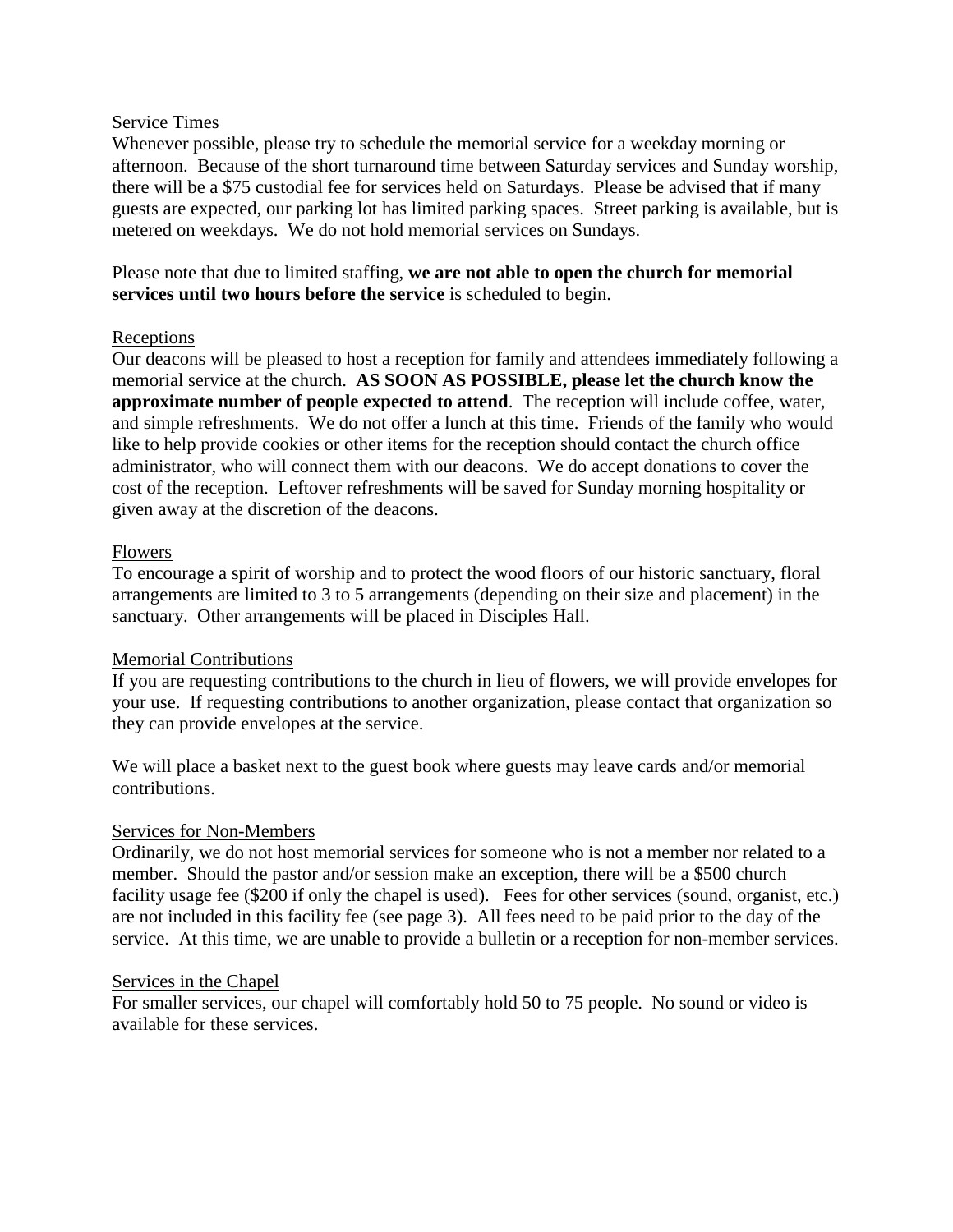## Service Times

Whenever possible, please try to schedule the memorial service for a weekday morning or afternoon. Because of the short turnaround time between Saturday services and Sunday worship, there will be a $75 custodial fee for services held on Saturdays. Please be advised that if many guests are expected, our parking lot has limited parking spaces. Street parking is available, but is metered on weekdays. We do not hold memorial services on Sundays.

Please note that due to limited staffing, **we are not able to open the church for memorial services until two hours before the service** is scheduled to begin.

## Receptions

Our deacons will be pleased to host a reception for family and attendees immediately following a memorial service at the church. **AS SOON AS POSSIBLE, please let the church know the approximate number of people expected to attend**. The reception will include coffee, water, and simple refreshments. We do not offer a lunch at this time. Friends of the family who would like to help provide cookies or other items for the reception should contact the church office administrator, who will connect them with our deacons. We do accept donations to cover the cost of the reception. Leftover refreshments will be saved for Sunday morning hospitality or given away at the discretion of the deacons.

## Flowers

To encourage a spirit of worship and to protect the wood floors of our historic sanctuary, floral arrangements are limited to 3 to 5 arrangements (depending on their size and placement) in the sanctuary. Other arrangements will be placed in Disciples Hall.

## Memorial Contributions

If you are requesting contributions to the church in lieu of flowers, we will provide envelopes for your use. If requesting contributions to another organization, please contact that organization so they can provide envelopes at the service.

We will place a basket next to the guest book where guests may leave cards and/or memorial contributions.

## Services for Non-Members

Ordinarily, we do not host memorial services for someone who is not a member nor related to a member. Should the pastor and/or session make an exception, there will be a $500 church facility usage fee ($200 if only the chapel is used). Fees for other services (sound, organist, etc.) are not included in this facility fee (see page 3). All fees need to be paid prior to the day of the service. At this time, we are unable to provide a bulletin or a reception for non-member services.

## Services in the Chapel

For smaller services, our chapel will comfortably hold 50 to 75 people. No sound or video is available for these services.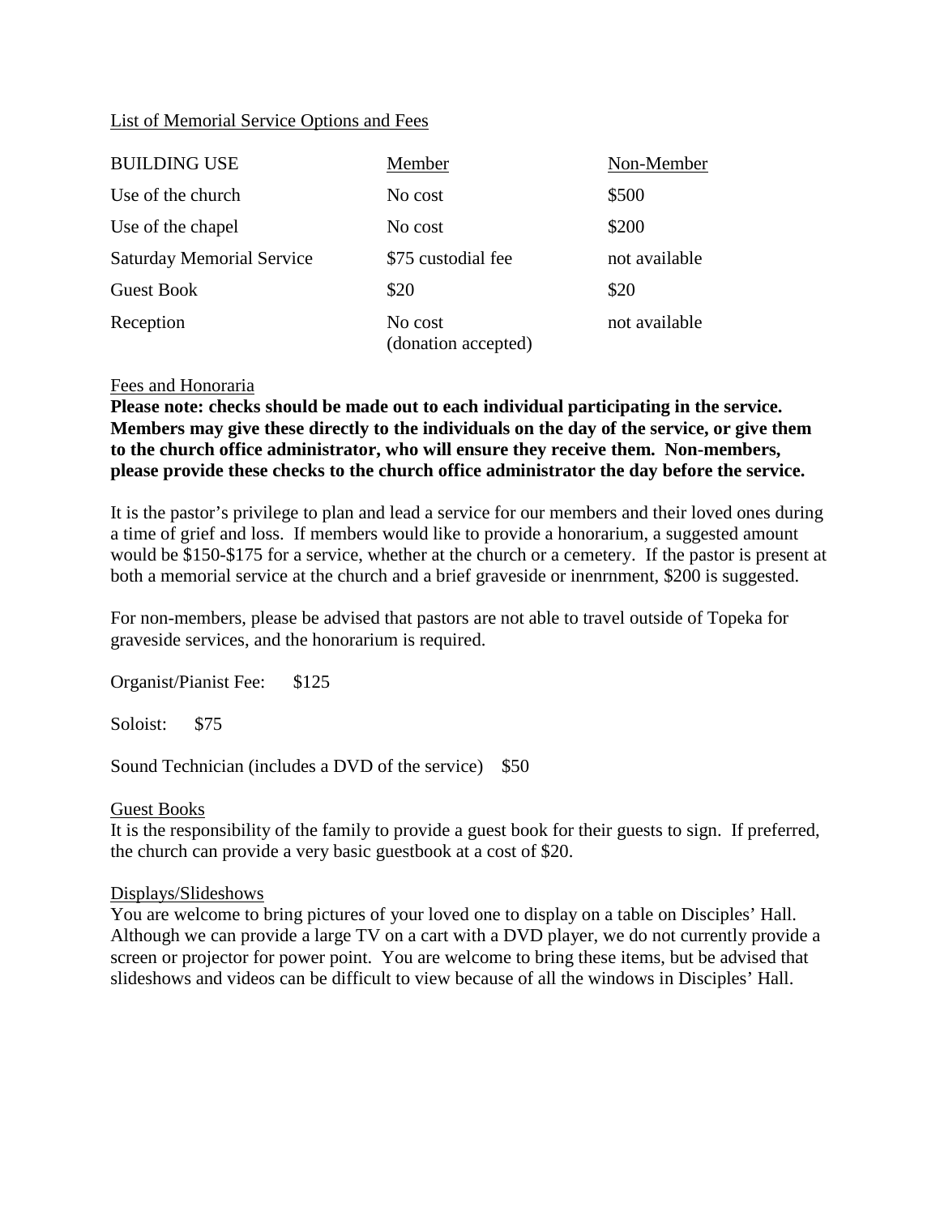List of Memorial Service Options and Fees

| BUILDING USE | Member | Non-Member |
| --- | --- | --- |
| Use of the church | No cost | $500 |
| Use of the chapel | No cost | $200 |
| Saturday Memorial Service | $75 custodial fee | not available |
| Guest Book | $20 | $20 |
| Reception | No cost (donation accepted) | not available |

Fees and Honoraria

**Please note: checks should be made out to each individual participating in the service. Members may give these directly to the individuals on the day of the service, or give them to the church office administrator, who will ensure they receive them. Non-members, please provide these checks to the church office administrator the day before the service.**

It is the pastor's privilege to plan and lead a service for our members and their loved ones during a time of grief and loss. If members would like to provide a honorarium, a suggested amount would be $150-$175 for a service, whether at the church or a cemetery. If the pastor is present at both a memorial service at the church and a brief graveside or inenrnment, $200 is suggested.

For non-members, please be advised that pastors are not able to travel outside of Topeka for graveside services, and the honorarium is required.

Organist/Pianist Fee: $125

Soloist: $75

Sound Technician (includes a DVD of the service) $50

Guest Books

It is the responsibility of the family to provide a guest book for their guests to sign. If preferred, the church can provide a very basic guestbook at a cost of $20.

Displays/Slideshows

You are welcome to bring pictures of your loved one to display on a table on Disciples' Hall. Although we can provide a large TV on a cart with a DVD player, we do not currently provide a screen or projector for power point. You are welcome to bring these items, but be advised that slideshows and videos can be difficult to view because of all the windows in Disciples' Hall.